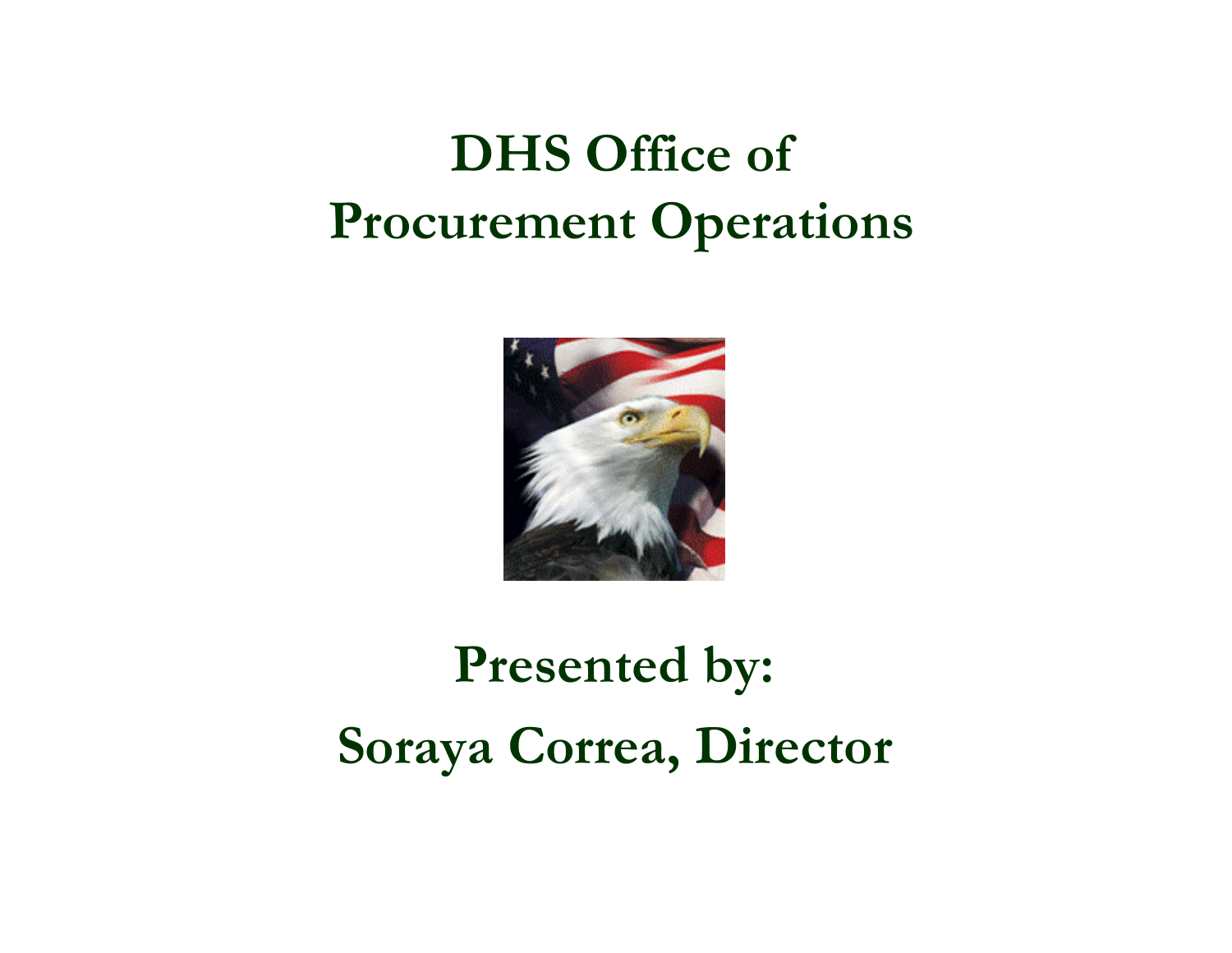# DHS Office of Procurement Operations

**Presented by:**

**Soraya Correa, Director**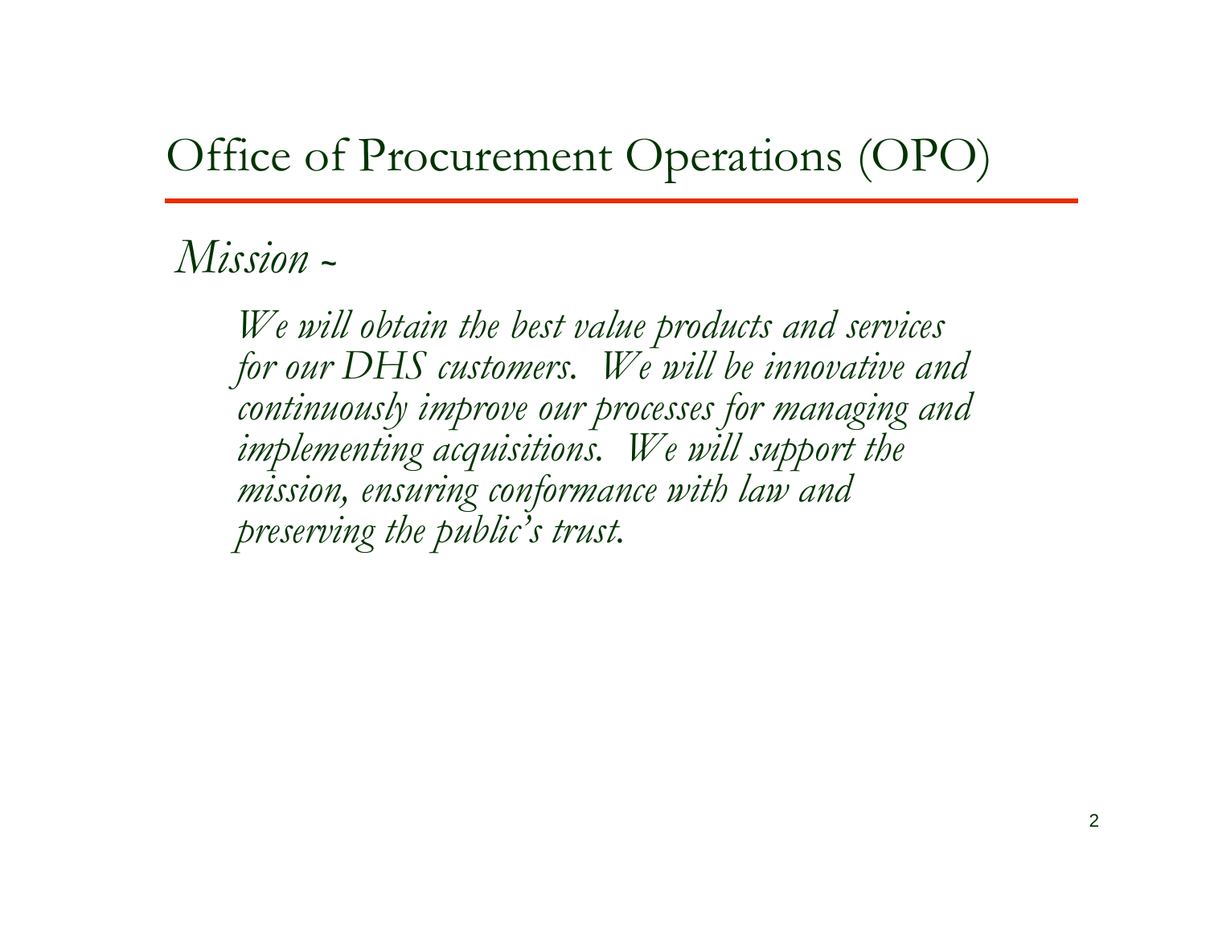# Office of Procurement Operations (OPO)

*Mission ~*

*We will obtain the best value products and services for our DHS customers. We will be innovative and continuously improve our processes for managing and implementing acquisitions. We will support the mission, ensuring conformance with law and preserving the public's trust.*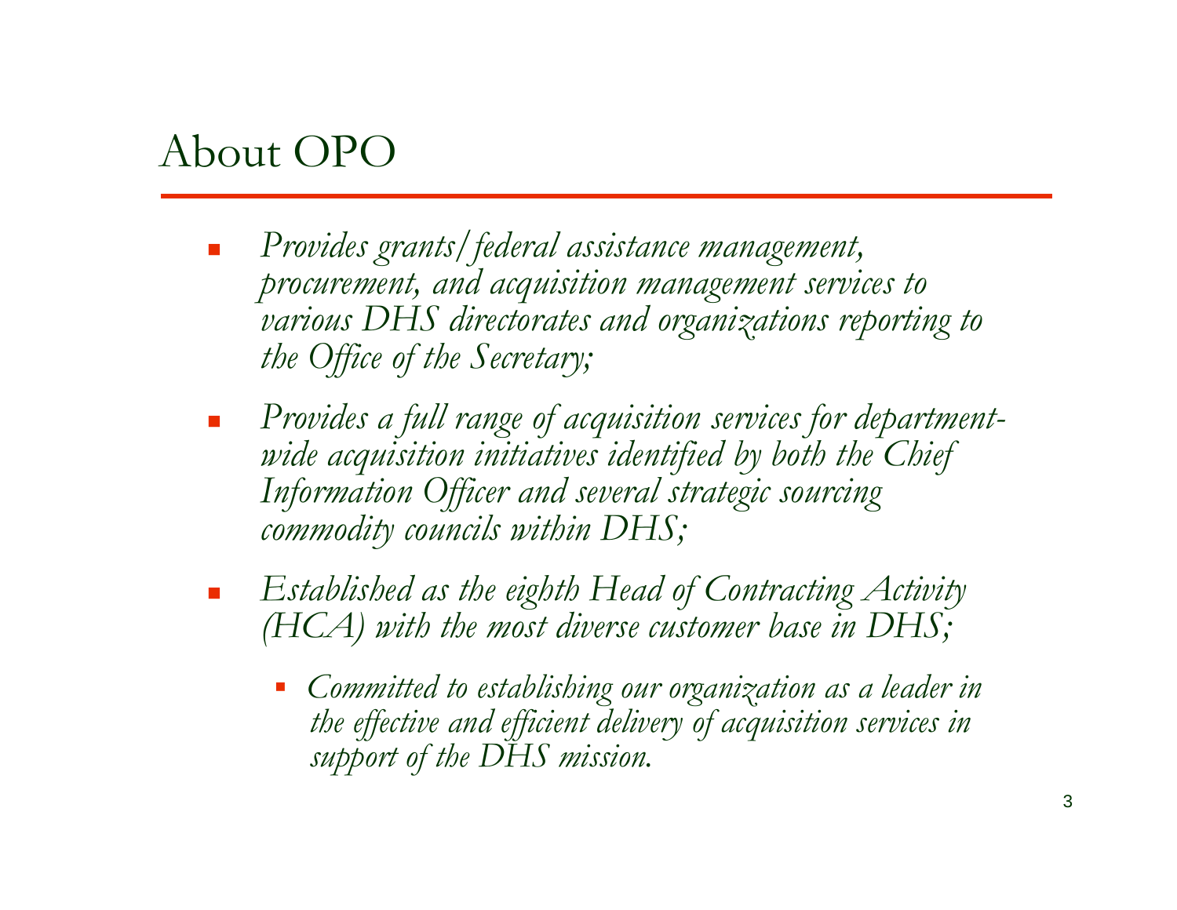# About OPO

- *Provides grants/federal assistance management, procurement, and acquisition management services to various DHS directorates and organizations reporting to the Office of the Secretary;*
- *Provides a full range of acquisition services for department-wide acquisition initiatives identified by both the Chief Information Officer and several strategic sourcing commodity councils within DHS;*
- *Established as the eighth Head of Contracting Activity (HCA) with the most diverse customer base in DHS;*
  - *Committed to establishing our organization as a leader in the effective and efficient delivery of acquisition services in support of the DHS mission.*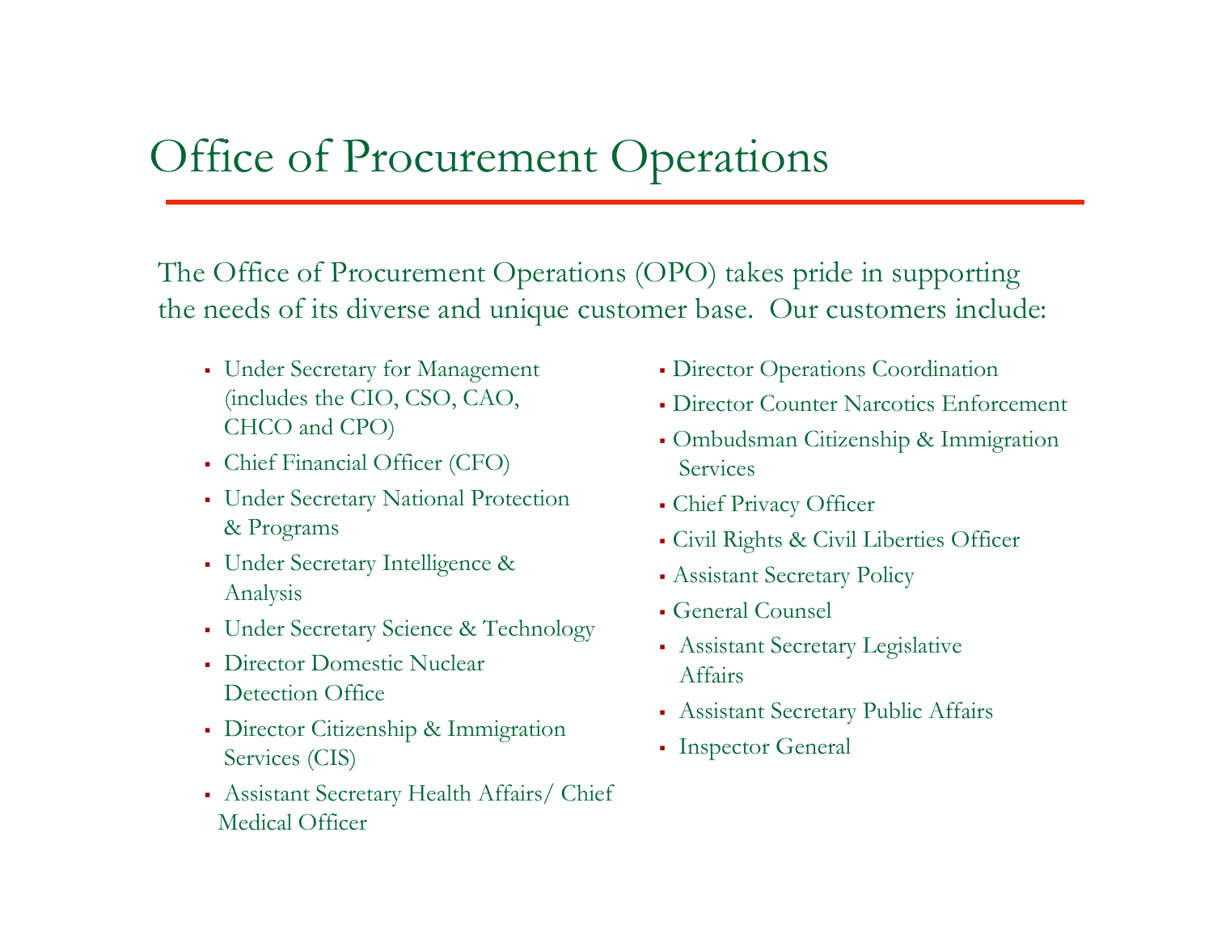# Office of Procurement Operations

The Office of Procurement Operations (OPO) takes pride in supporting the needs of its diverse and unique customer base. Our customers include:

- Under Secretary for Management (includes the CIO, CSO, CAO, CHCO and CPO)
- Chief Financial Officer (CFO)
- Under Secretary National Protection & Programs
- Under Secretary Intelligence & Analysis
- Under Secretary Science & Technology
- Director Domestic Nuclear Detection Office
- Director Citizenship & Immigration Services (CIS)
- Assistant Secretary Health Affairs/ Chief Medical Officer
- Director Operations Coordination
- Director Counter Narcotics Enforcement
- Ombudsman Citizenship & Immigration Services
- Chief Privacy Officer
- Civil Rights & Civil Liberties Officer
- Assistant Secretary Policy
- General Counsel
- Assistant Secretary Legislative Affairs
- Assistant Secretary Public Affairs
- Inspector General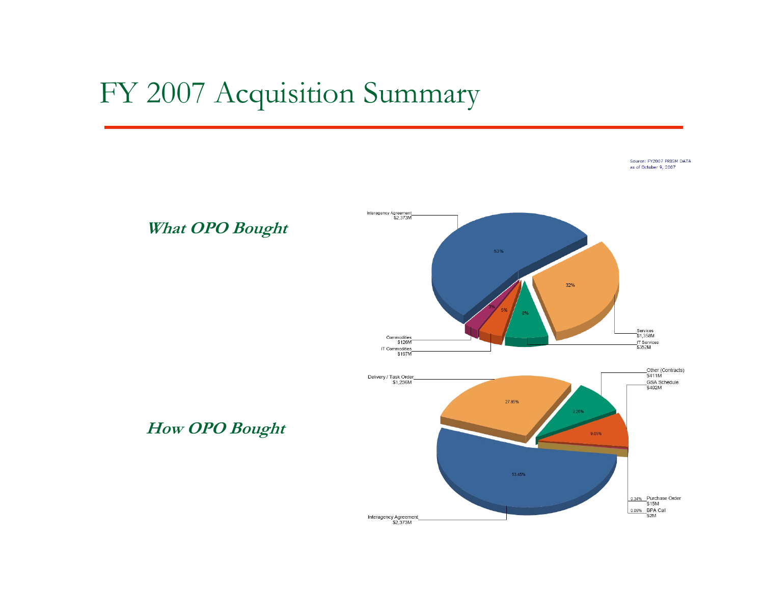# FY 2007 Acquisition Summary

Source: FY2007 PRISM DATA as of October 9, 2007

***What OPO Bought***

Interagency Agreement $2,373M — 53%

Services $1,358M — 32%

IT Services $352M — 8%

IT Commodities $197M — 5%

Commodities $126M — 3%

***How OPO Bought***

Interagency Agreement $2,373M — 53.45%

Delivery / Task Order $1,236M — 27.85%

Other (Contracts) $411M — 9.26%

GSA Schedule $402M — 9.05%

Purchase Order $15M — 0.34%

BPA Call $2M — 0.06%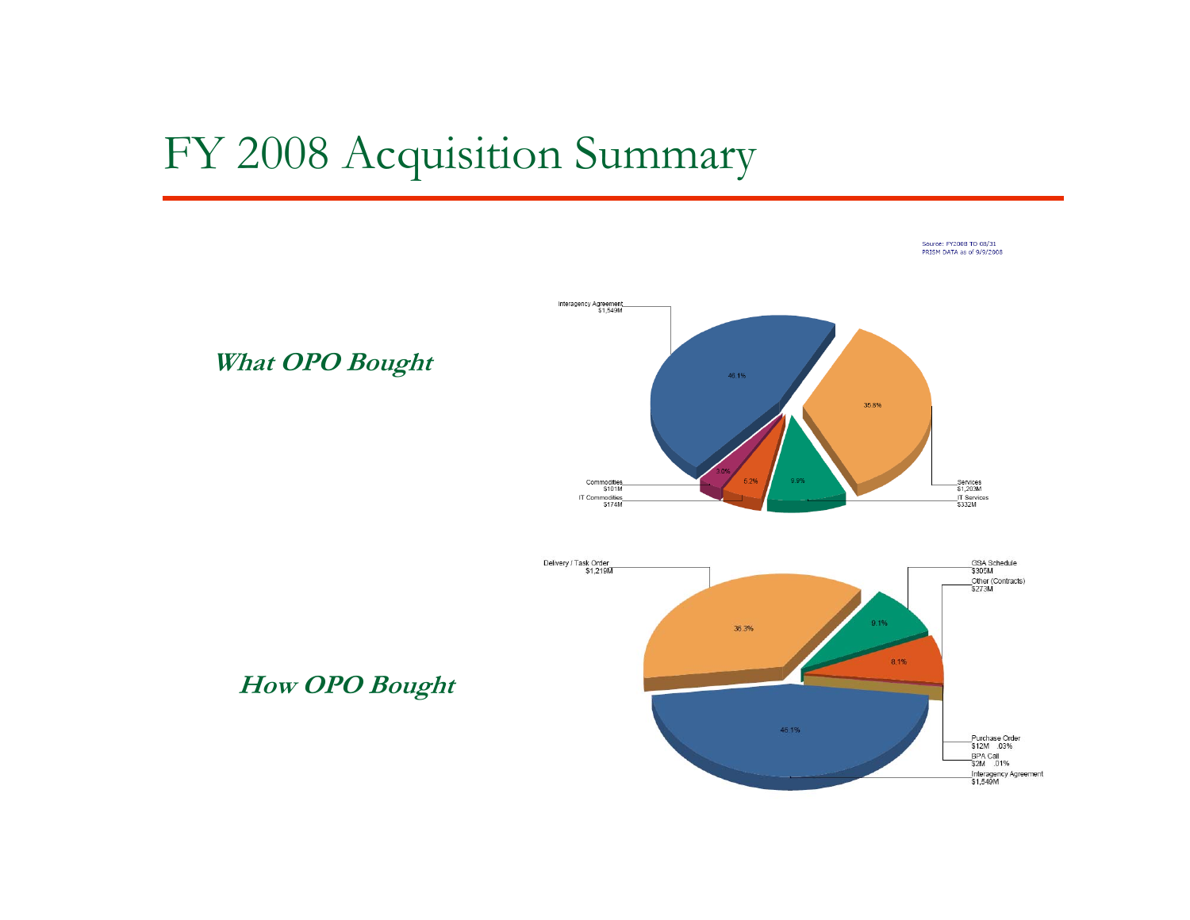# FY 2008 Acquisition Summary

Source: FY2008 TO 08/31
PRISM DATA as of 9/9/2008

***What OPO Bought***

Interagency Agreement $1,549M — 46.1%
Services $1,203M — 35.8%
IT Services $332M — 9.9%
IT Commodities $174M — 5.2%
Commodities $101M — 3.0%

***How OPO Bought***

Interagency Agreement $1,549M — 46.1%
Delivery / Task Order $1,219M — 36.3%
GSA Schedule $305M — 9.1%
Other (Contracts) $273M — 8.1%
Purchase Order $12M .03%
BPA Call $2M .01%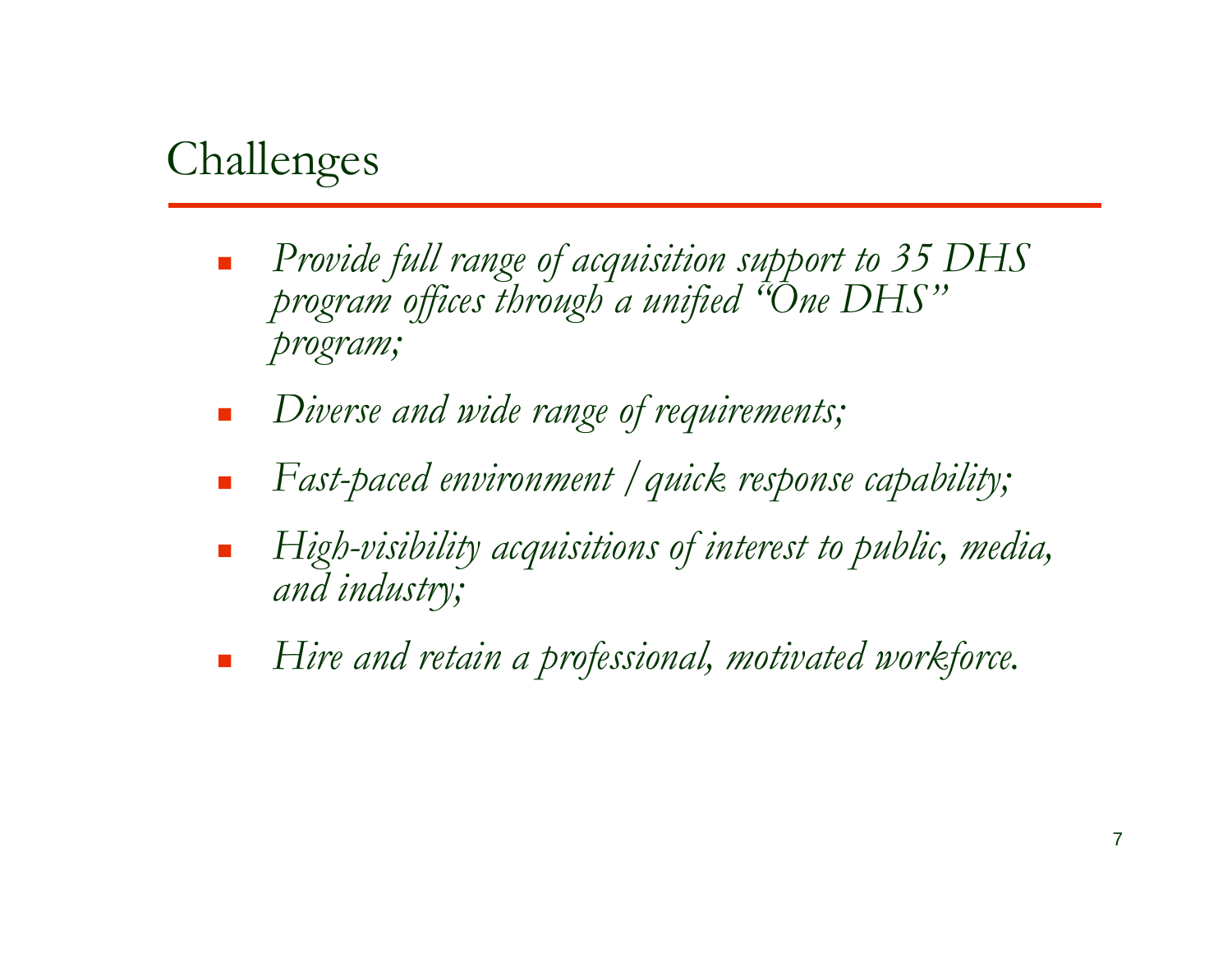# Challenges

- *Provide full range of acquisition support to 35 DHS program offices through a unified "One DHS" program;*
- *Diverse and wide range of requirements;*
- *Fast-paced environment / quick response capability;*
- *High-visibility acquisitions of interest to public, media, and industry;*
- *Hire and retain a professional, motivated workforce.*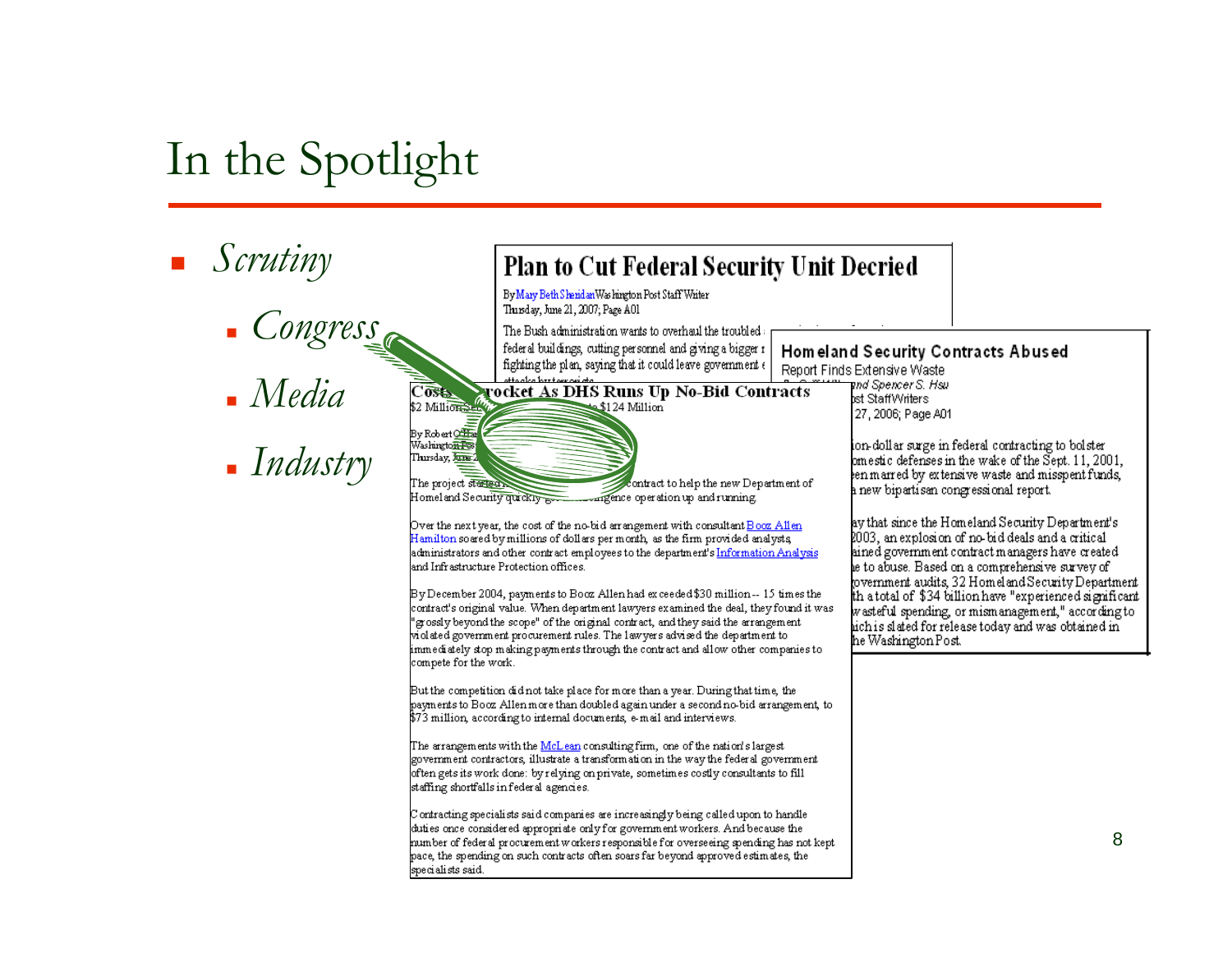# In the Spotlight

- *Scrutiny*
  - *Congress*
  - *Media*
  - *Industry*

## Plan to Cut Federal Security Unit Decried

By Mary Beth Sheridan Washington Post Staff Writer
Thursday, June 21, 2007; Page A01

The Bush administration wants to overhaul the troubled ... federal buildings, cutting personnel and giving a bigger r... fighting the plan, saying that it could leave government ... attacks by terrorists.

## Homeland Security Contracts Abused

Report Finds Extensive Waste

...and Spencer S. Hsu ...st Staff Writers ... 27, 2006; Page A01

...ion-dollar surge in federal contracting to bolster ...omestic defenses in the wake of the Sept. 11, 2001, ...en marred by extensive waste and misspent funds, ...a new bipartisan congressional report.

...ay that since the Homeland Security Department's ...2003, an explosion of no-bid deals and a critical ...ained government contract managers have created ...e to abuse. Based on a comprehensive survey of ...overnment audits, 32 Homeland Security Department ...th a total of $34 billion have "experienced significant wasteful spending, or mismanagement," according to ...ich is slated for release today and was obtained in ...he Washington Post.

## Costs ...rocket As DHS Runs Up No-Bid Contracts

$2 Million Se... ...to $124 Million

By Robert O'Har... Washington Pos... Thursday, June 2...

The project started... ...contract to help the new Department of Homeland Security quickly g... ...ligence operation up and running.

Over the next year, the cost of the no-bid arrangement with consultant Booz Allen Hamilton soared by millions of dollars per month, as the firm provided analysts, administrators and other contract employees to the department's Information Analysis and Infrastructure Protection offices.

By December 2004, payments to Booz Allen had exceeded $30 million -- 15 times the contract's original value. When department lawyers examined the deal, they found it was "grossly beyond the scope" of the original contract, and they said the arrangement violated government procurement rules. The lawyers advised the department to immediately stop making payments through the contract and allow other companies to compete for the work.

But the competition did not take place for more than a year. During that time, the payments to Booz Allen more than doubled again under a second no-bid arrangement, to $73 million, according to internal documents, e-mail and interviews.

The arrangements with the McLean consulting firm, one of the nation's largest government contractors, illustrate a transformation in the way the federal government often gets its work done: by relying on private, sometimes costly consultants to fill staffing shortfalls in federal agencies.

Contracting specialists said companies are increasingly being called upon to handle duties once considered appropriate only for government workers. And because the number of federal procurement workers responsible for overseeing spending has not kept pace, the spending on such contracts often soars far beyond approved estimates, the specialists said.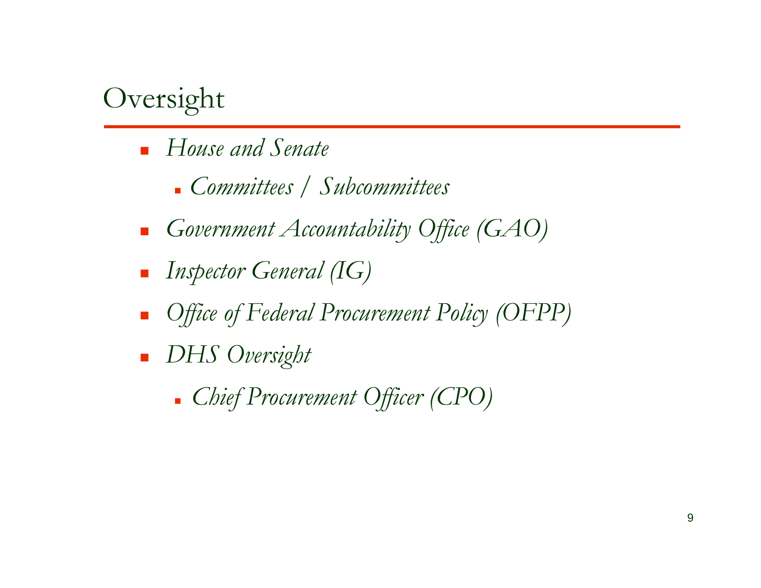# Oversight

- *House and Senate*
  - *Committees / Subcommittees*
- *Government Accountability Office (GAO)*
- *Inspector General (IG)*
- *Office of Federal Procurement Policy (OFPP)*
- *DHS Oversight*
  - *Chief Procurement Officer (CPO)*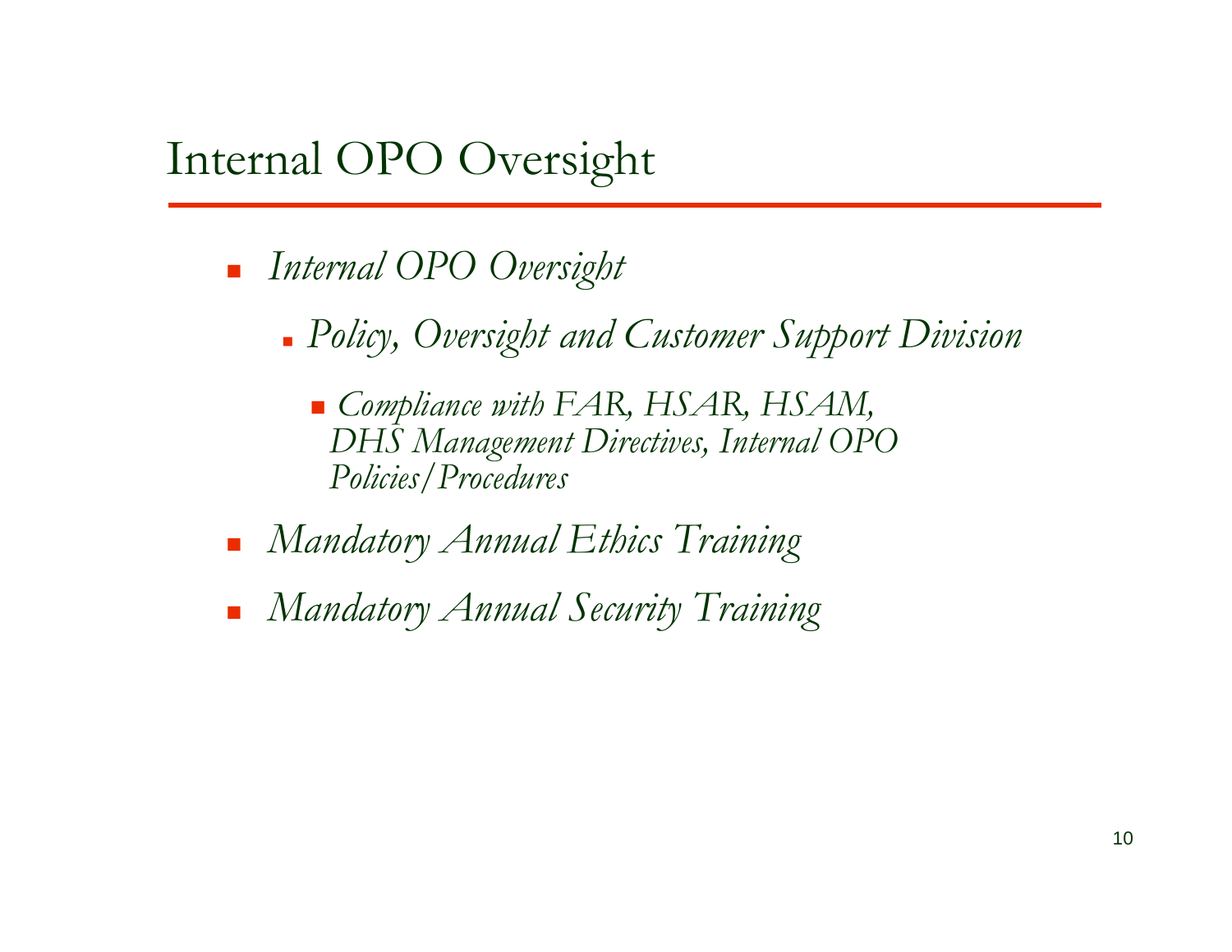# Internal OPO Oversight

- *Internal OPO Oversight*
  - *Policy, Oversight and Customer Support Division*
    - *Compliance with FAR, HSAR, HSAM, DHS Management Directives, Internal OPO Policies/Procedures*
- *Mandatory Annual Ethics Training*
- *Mandatory Annual Security Training*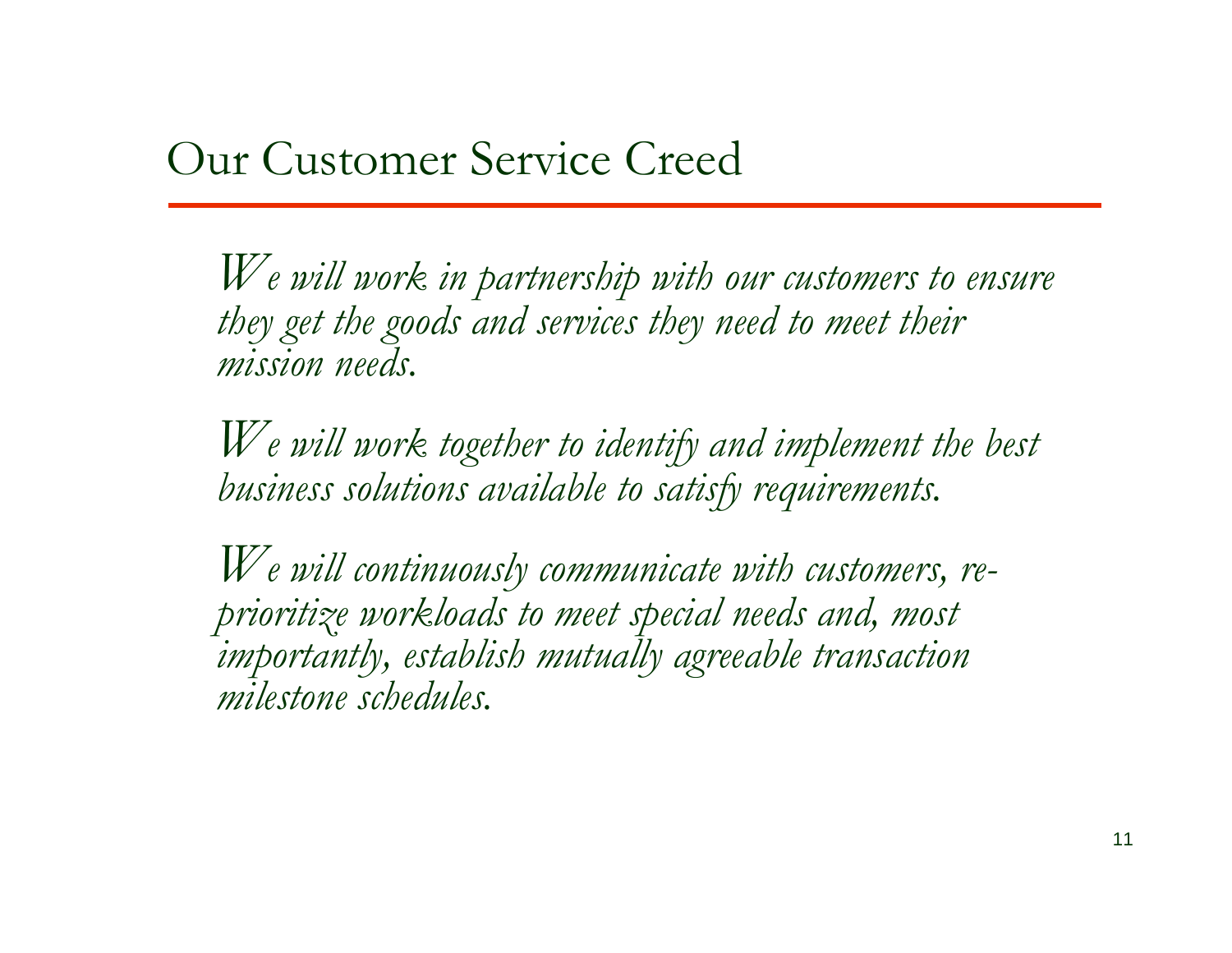# Our Customer Service Creed

*We will work in partnership with our customers to ensure they get the goods and services they need to meet their mission needs.*

*We will work together to identify and implement the best business solutions available to satisfy requirements.*

*We will continuously communicate with customers, re-prioritize workloads to meet special needs and, most importantly, establish mutually agreeable transaction milestone schedules.*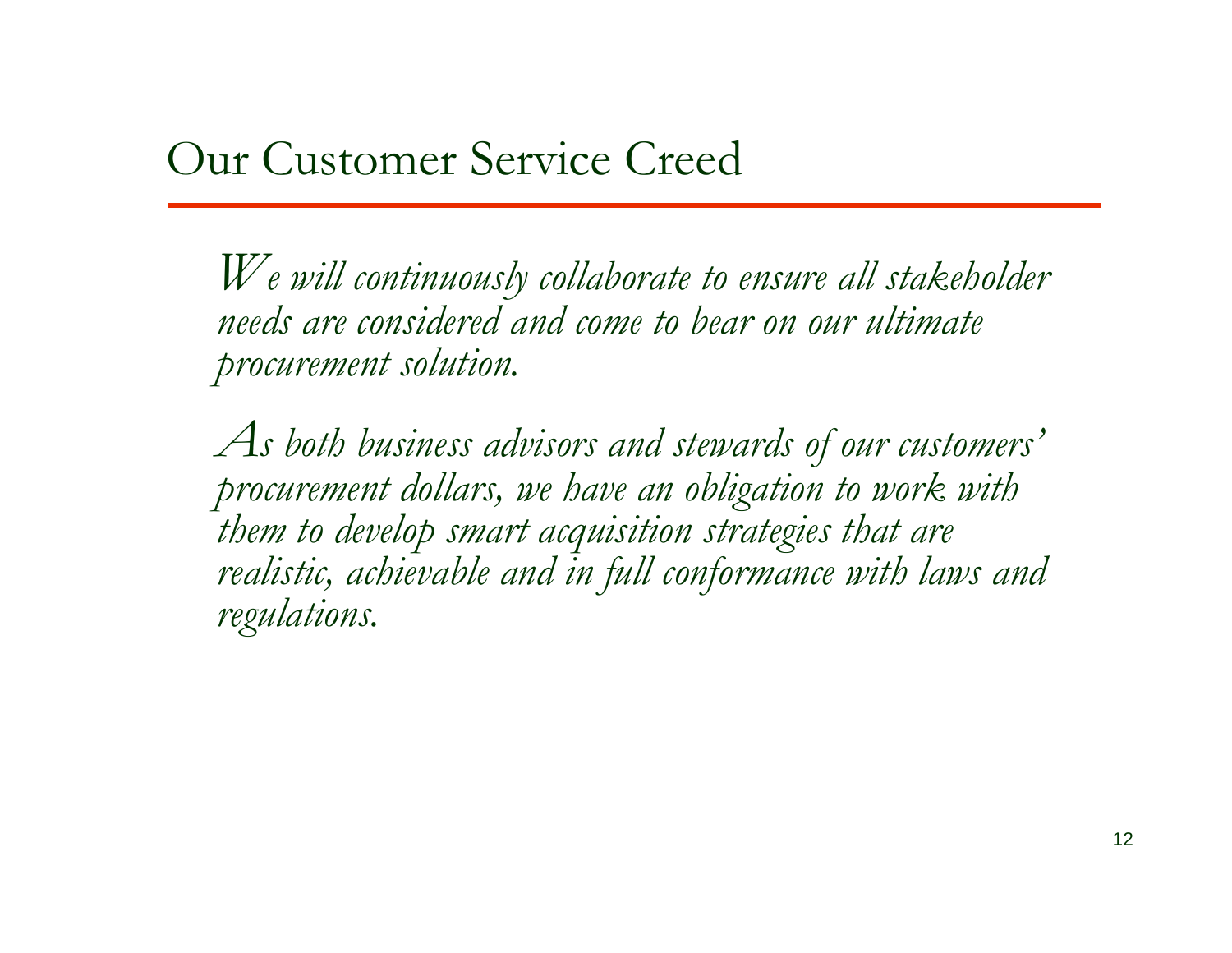# Our Customer Service Creed

*We will continuously collaborate to ensure all stakeholder needs are considered and come to bear on our ultimate procurement solution.*

*As both business advisors and stewards of our customers' procurement dollars, we have an obligation to work with them to develop smart acquisition strategies that are realistic, achievable and in full conformance with laws and regulations.*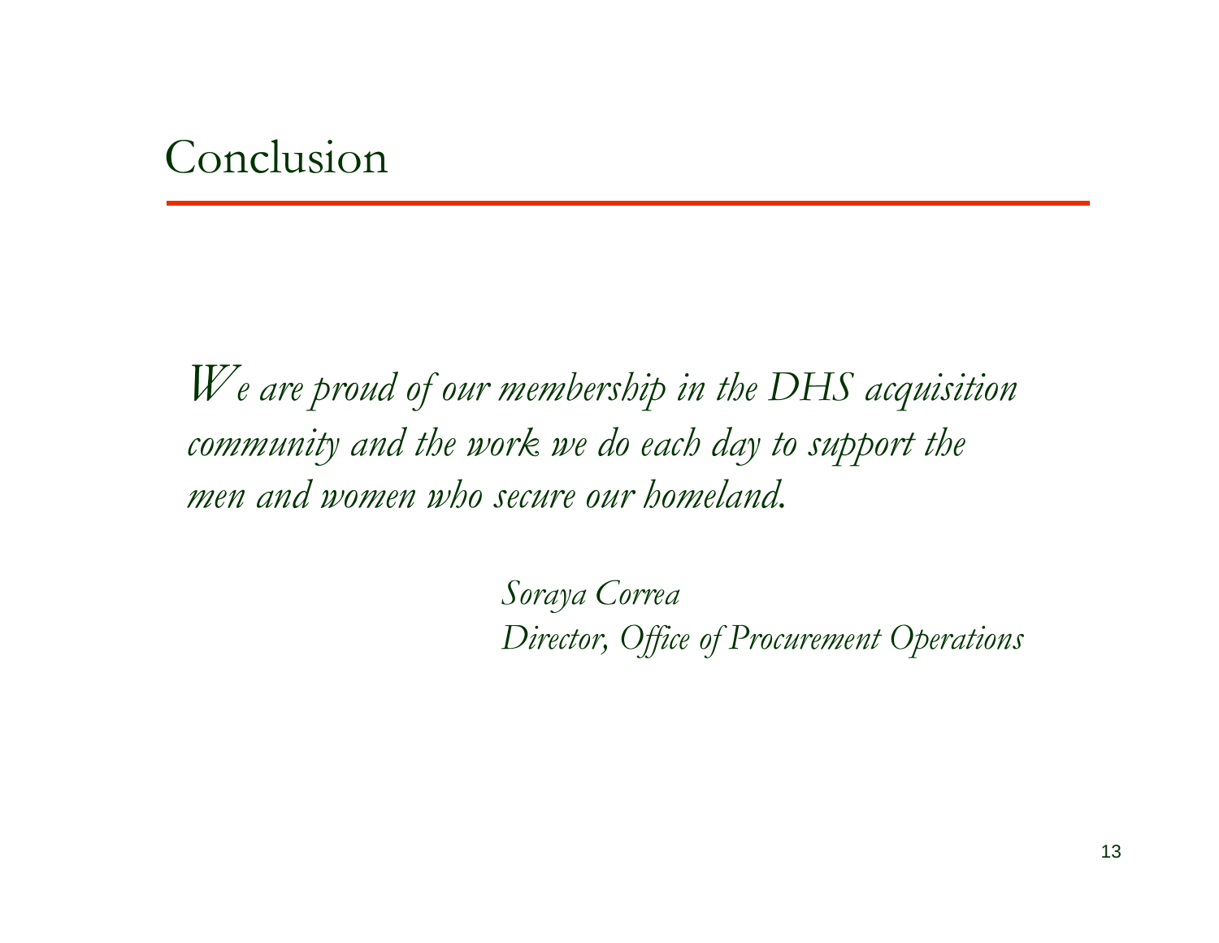# Conclusion

*We are proud of our membership in the DHS acquisition community and the work we do each day to support the men and women who secure our homeland.*

*Soraya Correa*
*Director, Office of Procurement Operations*